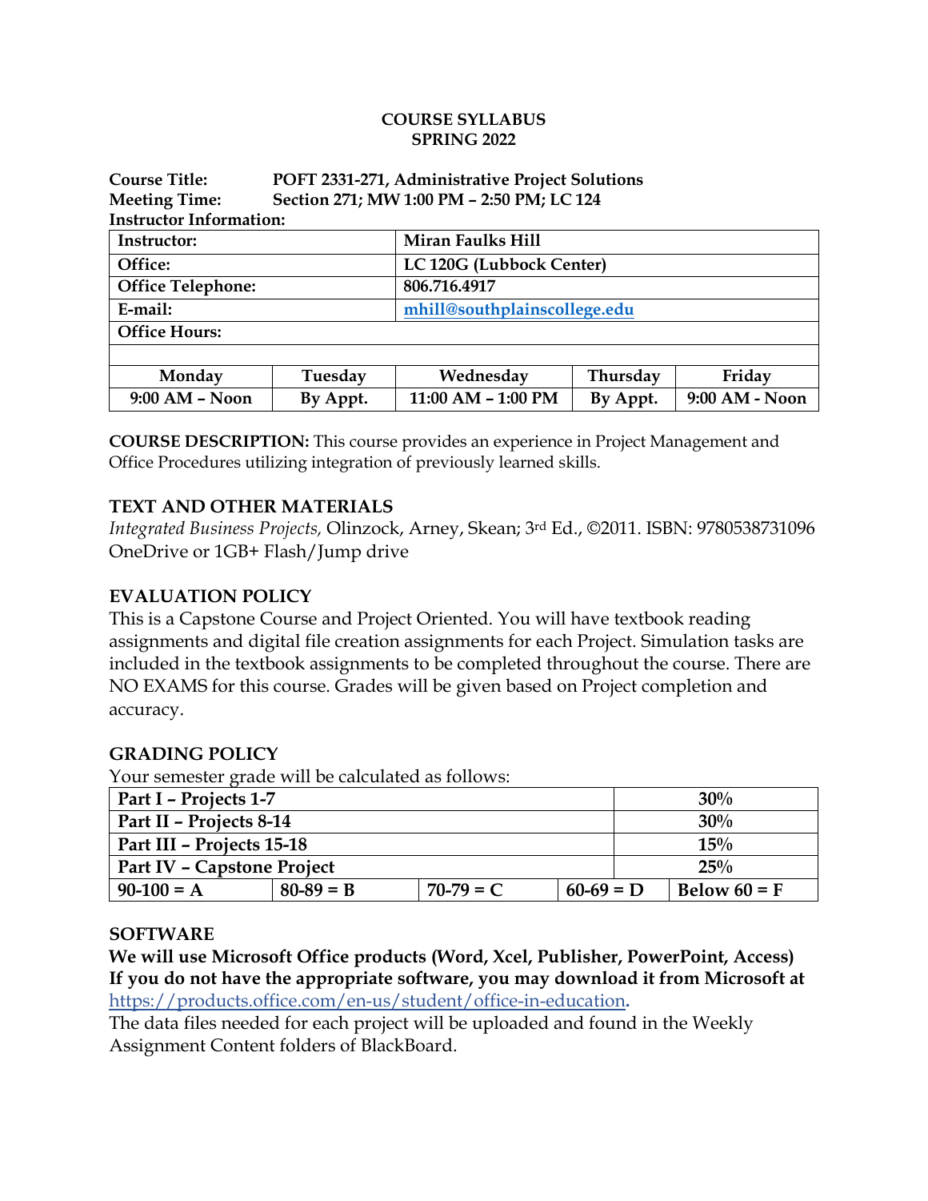**COURSE SYLLABUS**
**SPRING 2022**

**Course Title:** **POFT 2331-271, Administrative Project Solutions**
**Meeting Time:** **Section 271; MW 1:00 PM – 2:50 PM; LC 124**
**Instructor Information:**

| **Instructor:** | | **Miran Faulks Hill** | | |
|---|---|---|---|---|
| **Office:** | | **LC 120G (Lubbock Center)** | | |
| **Office Telephone:** | | **806.716.4917** | | |
| **E-mail:** | | **mhill@southplainscollege.edu** | | |
| **Office Hours:** | | | | |
| | | | | |
| **Monday** | **Tuesday** | **Wednesday** | **Thursday** | **Friday** |
| **9:00 AM – Noon** | **By Appt.** | **11:00 AM – 1:00 PM** | **By Appt.** | **9:00 AM - Noon** |

**COURSE DESCRIPTION:** This course provides an experience in Project Management and Office Procedures utilizing integration of previously learned skills.

## TEXT AND OTHER MATERIALS

*Integrated Business Projects,* Olinzock, Arney, Skean; 3rd Ed., ©2011. ISBN: 9780538731096
OneDrive or 1GB+ Flash/Jump drive

## EVALUATION POLICY

This is a Capstone Course and Project Oriented. You will have textbook reading assignments and digital file creation assignments for each Project. Simulation tasks are included in the textbook assignments to be completed throughout the course. There are NO EXAMS for this course. Grades will be given based on Project completion and accuracy.

## GRADING POLICY

Your semester grade will be calculated as follows:

| **Part I – Projects 1-7** | | | | **30%** |
|---|---|---|---|---|
| **Part II – Projects 8-14** | | | | **30%** |
| **Part III – Projects 15-18** | | | | **15%** |
| **Part IV – Capstone Project** | | | | **25%** |
| **90-100 = A** | **80-89 = B** | **70-79 = C** | **60-69 = D** | **Below 60 = F** |

## SOFTWARE

**We will use Microsoft Office products (Word, Xcel, Publisher, PowerPoint, Access)**
**If you do not have the appropriate software, you may download it from Microsoft at** https://products.office.com/en-us/student/office-in-education**.**
The data files needed for each project will be uploaded and found in the Weekly Assignment Content folders of BlackBoard.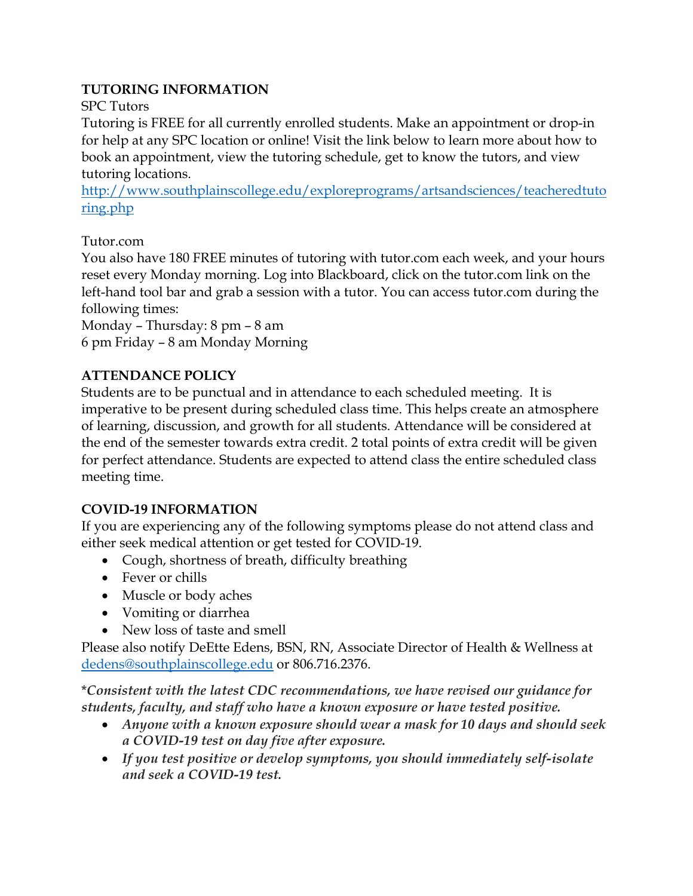**TUTORING INFORMATION**

SPC Tutors

Tutoring is FREE for all currently enrolled students. Make an appointment or drop-in for help at any SPC location or online! Visit the link below to learn more about how to book an appointment, view the tutoring schedule, get to know the tutors, and view tutoring locations.

http://www.southplainscollege.edu/exploreprograms/artsandsciences/teacheredtutoring.php

Tutor.com

You also have 180 FREE minutes of tutoring with tutor.com each week, and your hours reset every Monday morning. Log into Blackboard, click on the tutor.com link on the left-hand tool bar and grab a session with a tutor. You can access tutor.com during the following times:

Monday – Thursday: 8 pm – 8 am
6 pm Friday – 8 am Monday Morning

**ATTENDANCE POLICY**

Students are to be punctual and in attendance to each scheduled meeting. It is imperative to be present during scheduled class time. This helps create an atmosphere of learning, discussion, and growth for all students. Attendance will be considered at the end of the semester towards extra credit. 2 total points of extra credit will be given for perfect attendance. Students are expected to attend class the entire scheduled class meeting time.

**COVID-19 INFORMATION**

If you are experiencing any of the following symptoms please do not attend class and either seek medical attention or get tested for COVID-19.

- Cough, shortness of breath, difficulty breathing
- Fever or chills
- Muscle or body aches
- Vomiting or diarrhea
- New loss of taste and smell

Please also notify DeEtte Edens, BSN, RN, Associate Director of Health & Wellness at dedens@southplainscollege.edu or 806.716.2376.

*\*Consistent with the latest CDC recommendations, we have revised our guidance for students, faculty, and staff who have a known exposure or have tested positive.*

- ***Anyone with a known exposure should wear a mask for 10 days and should seek a COVID-19 test on day five after exposure.***
- ***If you test positive or develop symptoms, you should immediately self-isolate and seek a COVID-19 test.***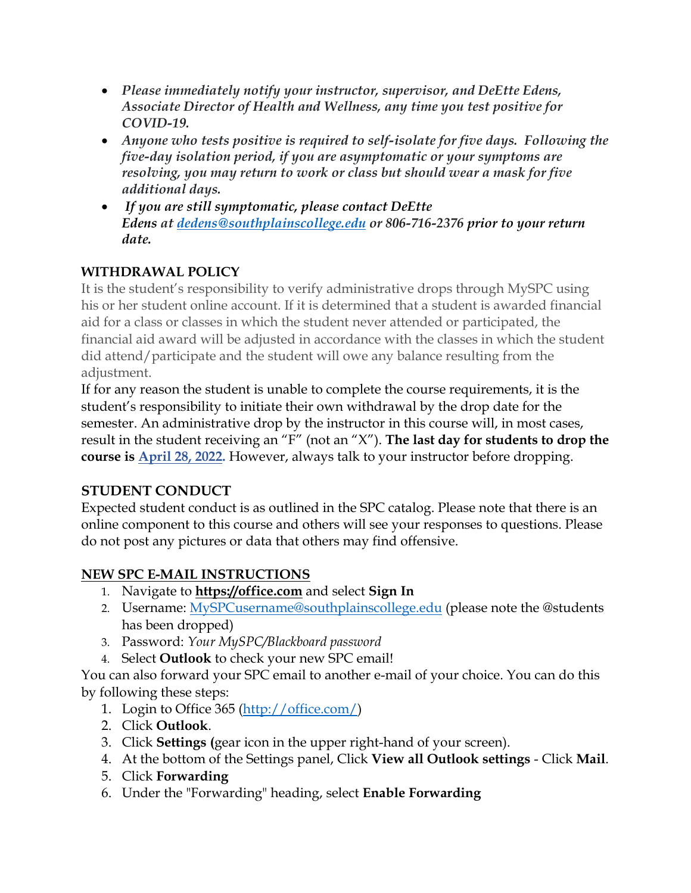- *Please immediately notify your instructor, supervisor, and DeEtte Edens, Associate Director of Health and Wellness, any time you test positive for COVID-19.*
- *Anyone who tests positive is required to self-isolate for five days. Following the five-day isolation period, if you are asymptomatic or your symptoms are resolving, you may return to work or class but should wear a mask for five additional days.*
- *If you are still symptomatic, please contact DeEtte Edens at [dedens@southplainscollege.edu](mailto:dedens@southplainscollege.edu) or 806-716-2376 prior to your return date.*

## WITHDRAWAL POLICY

It is the student's responsibility to verify administrative drops through MySPC using his or her student online account. If it is determined that a student is awarded financial aid for a class or classes in which the student never attended or participated, the financial aid award will be adjusted in accordance with the classes in which the student did attend/participate and the student will owe any balance resulting from the adjustment.

If for any reason the student is unable to complete the course requirements, it is the student's responsibility to initiate their own withdrawal by the drop date for the semester. An administrative drop by the instructor in this course will, in most cases, result in the student receiving an "F" (not an "X"). **The last day for students to drop the course is April 28, 2022.** However, always talk to your instructor before dropping.

## STUDENT CONDUCT

Expected student conduct is as outlined in the SPC catalog. Please note that there is an online component to this course and others will see your responses to questions. Please do not post any pictures or data that others may find offensive.

## NEW SPC E-MAIL INSTRUCTIONS

1. Navigate to **https://office.com** and select **Sign In**
2. Username: [MySPCusername@southplainscollege.edu](mailto:MySPCusername@southplainscollege.edu) (please note the @students has been dropped)
3. Password: *Your MySPC/Blackboard password*
4. Select **Outlook** to check your new SPC email!

You can also forward your SPC email to another e-mail of your choice. You can do this by following these steps:

1. Login to Office 365 ([http://office.com/](http://office.com/))
2. Click **Outlook**.
3. Click **Settings (**gear icon in the upper right-hand of your screen).
4. At the bottom of the Settings panel, Click **View all Outlook settings** - Click **Mail**.
5. Click **Forwarding**
6. Under the "Forwarding" heading, select **Enable Forwarding**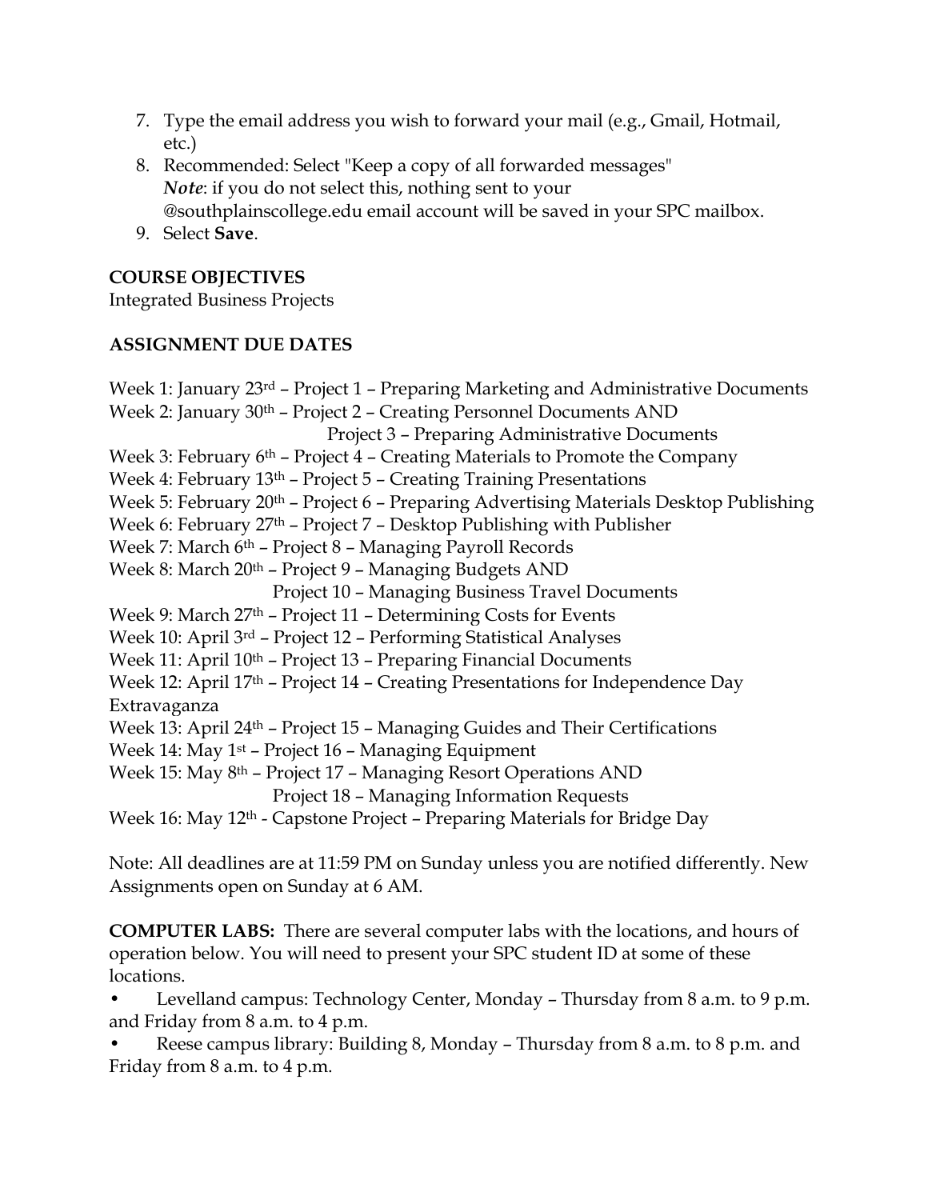7. Type the email address you wish to forward your mail (e.g., Gmail, Hotmail, etc.)
8. Recommended: Select "Keep a copy of all forwarded messages"
   ***Note***: if you do not select this, nothing sent to your @southplainscollege.edu email account will be saved in your SPC mailbox.
9. Select **Save**.

**COURSE OBJECTIVES**

Integrated Business Projects

**ASSIGNMENT DUE DATES**

Week 1: January 23rd – Project 1 – Preparing Marketing and Administrative Documents
Week 2: January 30th – Project 2 – Creating Personnel Documents AND
Project 3 – Preparing Administrative Documents
Week 3: February 6th – Project 4 – Creating Materials to Promote the Company
Week 4: February 13th – Project 5 – Creating Training Presentations
Week 5: February 20th – Project 6 – Preparing Advertising Materials Desktop Publishing
Week 6: February 27th – Project 7 – Desktop Publishing with Publisher
Week 7: March 6th – Project 8 – Managing Payroll Records
Week 8: March 20th – Project 9 – Managing Budgets AND
Project 10 – Managing Business Travel Documents
Week 9: March 27th – Project 11 – Determining Costs for Events
Week 10: April 3rd – Project 12 – Performing Statistical Analyses
Week 11: April 10th – Project 13 – Preparing Financial Documents
Week 12: April 17th – Project 14 – Creating Presentations for Independence Day Extravaganza
Week 13: April 24th – Project 15 – Managing Guides and Their Certifications
Week 14: May 1st – Project 16 – Managing Equipment
Week 15: May 8th – Project 17 – Managing Resort Operations AND
Project 18 – Managing Information Requests
Week 16: May 12th - Capstone Project – Preparing Materials for Bridge Day

Note: All deadlines are at 11:59 PM on Sunday unless you are notified differently. New Assignments open on Sunday at 6 AM.

**COMPUTER LABS:** There are several computer labs with the locations, and hours of operation below. You will need to present your SPC student ID at some of these locations.

- Levelland campus: Technology Center, Monday – Thursday from 8 a.m. to 9 p.m. and Friday from 8 a.m. to 4 p.m.
- Reese campus library: Building 8, Monday – Thursday from 8 a.m. to 8 p.m. and Friday from 8 a.m. to 4 p.m.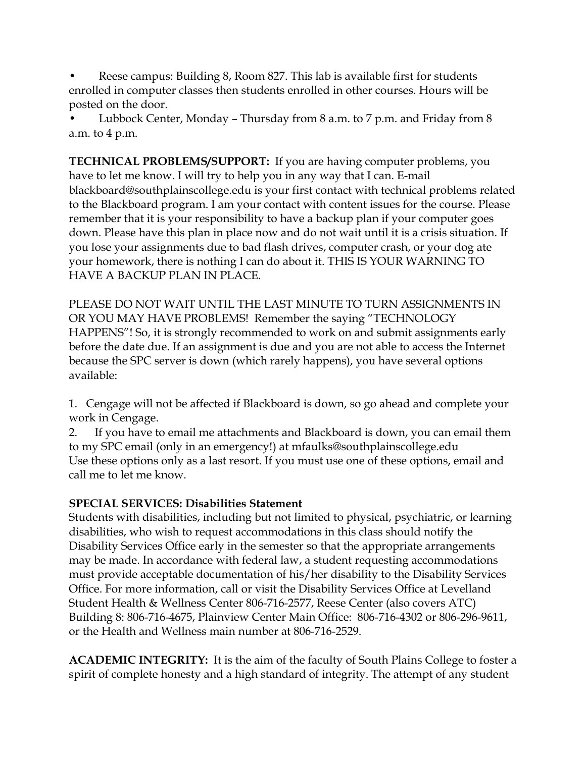- Reese campus: Building 8, Room 827. This lab is available first for students enrolled in computer classes then students enrolled in other courses. Hours will be posted on the door.
- Lubbock Center, Monday – Thursday from 8 a.m. to 7 p.m. and Friday from 8 a.m. to 4 p.m.

**TECHNICAL PROBLEMS/SUPPORT:** If you are having computer problems, you have to let me know. I will try to help you in any way that I can. E-mail blackboard@southplainscollege.edu is your first contact with technical problems related to the Blackboard program. I am your contact with content issues for the course. Please remember that it is your responsibility to have a backup plan if your computer goes down. Please have this plan in place now and do not wait until it is a crisis situation. If you lose your assignments due to bad flash drives, computer crash, or your dog ate your homework, there is nothing I can do about it. THIS IS YOUR WARNING TO HAVE A BACKUP PLAN IN PLACE.

PLEASE DO NOT WAIT UNTIL THE LAST MINUTE TO TURN ASSIGNMENTS IN OR YOU MAY HAVE PROBLEMS! Remember the saying "TECHNOLOGY HAPPENS"! So, it is strongly recommended to work on and submit assignments early before the date due. If an assignment is due and you are not able to access the Internet because the SPC server is down (which rarely happens), you have several options available:

1. Cengage will not be affected if Blackboard is down, so go ahead and complete your work in Cengage.
2. If you have to email me attachments and Blackboard is down, you can email them to my SPC email (only in an emergency!) at mfaulks@southplainscollege.edu

Use these options only as a last resort. If you must use one of these options, email and call me to let me know.

**SPECIAL SERVICES: Disabilities Statement**

Students with disabilities, including but not limited to physical, psychiatric, or learning disabilities, who wish to request accommodations in this class should notify the Disability Services Office early in the semester so that the appropriate arrangements may be made. In accordance with federal law, a student requesting accommodations must provide acceptable documentation of his/her disability to the Disability Services Office. For more information, call or visit the Disability Services Office at Levelland Student Health & Wellness Center 806-716-2577, Reese Center (also covers ATC) Building 8: 806-716-4675, Plainview Center Main Office: 806-716-4302 or 806-296-9611, or the Health and Wellness main number at 806-716-2529.

**ACADEMIC INTEGRITY:** It is the aim of the faculty of South Plains College to foster a spirit of complete honesty and a high standard of integrity. The attempt of any student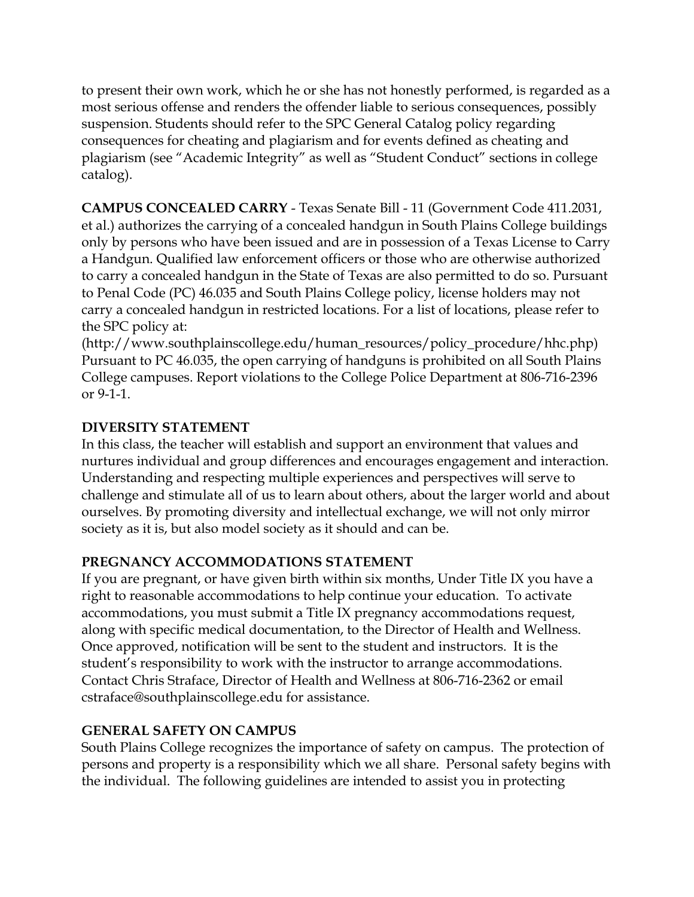to present their own work, which he or she has not honestly performed, is regarded as a most serious offense and renders the offender liable to serious consequences, possibly suspension. Students should refer to the SPC General Catalog policy regarding consequences for cheating and plagiarism and for events defined as cheating and plagiarism (see "Academic Integrity" as well as "Student Conduct" sections in college catalog).

**CAMPUS CONCEALED CARRY** - Texas Senate Bill - 11 (Government Code 411.2031, et al.) authorizes the carrying of a concealed handgun in South Plains College buildings only by persons who have been issued and are in possession of a Texas License to Carry a Handgun. Qualified law enforcement officers or those who are otherwise authorized to carry a concealed handgun in the State of Texas are also permitted to do so. Pursuant to Penal Code (PC) 46.035 and South Plains College policy, license holders may not carry a concealed handgun in restricted locations. For a list of locations, please refer to the SPC policy at:
(http://www.southplainscollege.edu/human_resources/policy_procedure/hhc.php) Pursuant to PC 46.035, the open carrying of handguns is prohibited on all South Plains College campuses. Report violations to the College Police Department at 806-716-2396 or 9-1-1.

**DIVERSITY STATEMENT**

In this class, the teacher will establish and support an environment that values and nurtures individual and group differences and encourages engagement and interaction. Understanding and respecting multiple experiences and perspectives will serve to challenge and stimulate all of us to learn about others, about the larger world and about ourselves. By promoting diversity and intellectual exchange, we will not only mirror society as it is, but also model society as it should and can be.

**PREGNANCY ACCOMMODATIONS STATEMENT**

If you are pregnant, or have given birth within six months, Under Title IX you have a right to reasonable accommodations to help continue your education. To activate accommodations, you must submit a Title IX pregnancy accommodations request, along with specific medical documentation, to the Director of Health and Wellness. Once approved, notification will be sent to the student and instructors. It is the student's responsibility to work with the instructor to arrange accommodations. Contact Chris Straface, Director of Health and Wellness at 806-716-2362 or email cstraface@southplainscollege.edu for assistance.

**GENERAL SAFETY ON CAMPUS**

South Plains College recognizes the importance of safety on campus. The protection of persons and property is a responsibility which we all share. Personal safety begins with the individual. The following guidelines are intended to assist you in protecting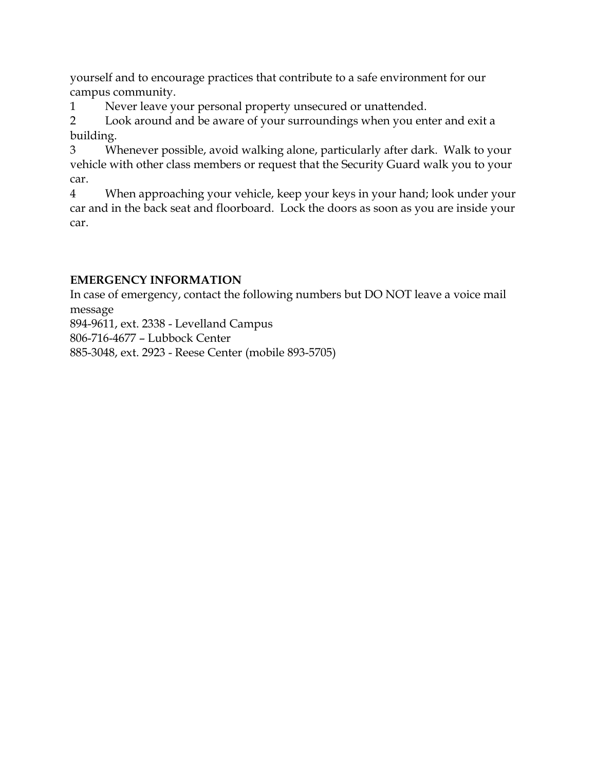yourself and to encourage practices that contribute to a safe environment for our campus community.

1. Never leave your personal property unsecured or unattended.
2. Look around and be aware of your surroundings when you enter and exit a building.
3. Whenever possible, avoid walking alone, particularly after dark. Walk to your vehicle with other class members or request that the Security Guard walk you to your car.
4. When approaching your vehicle, keep your keys in your hand; look under your car and in the back seat and floorboard. Lock the doors as soon as you are inside your car.

**EMERGENCY INFORMATION**

In case of emergency, contact the following numbers but DO NOT leave a voice mail message

894-9611, ext. 2338 - Levelland Campus
806-716-4677 – Lubbock Center
885-3048, ext. 2923 - Reese Center (mobile 893-5705)